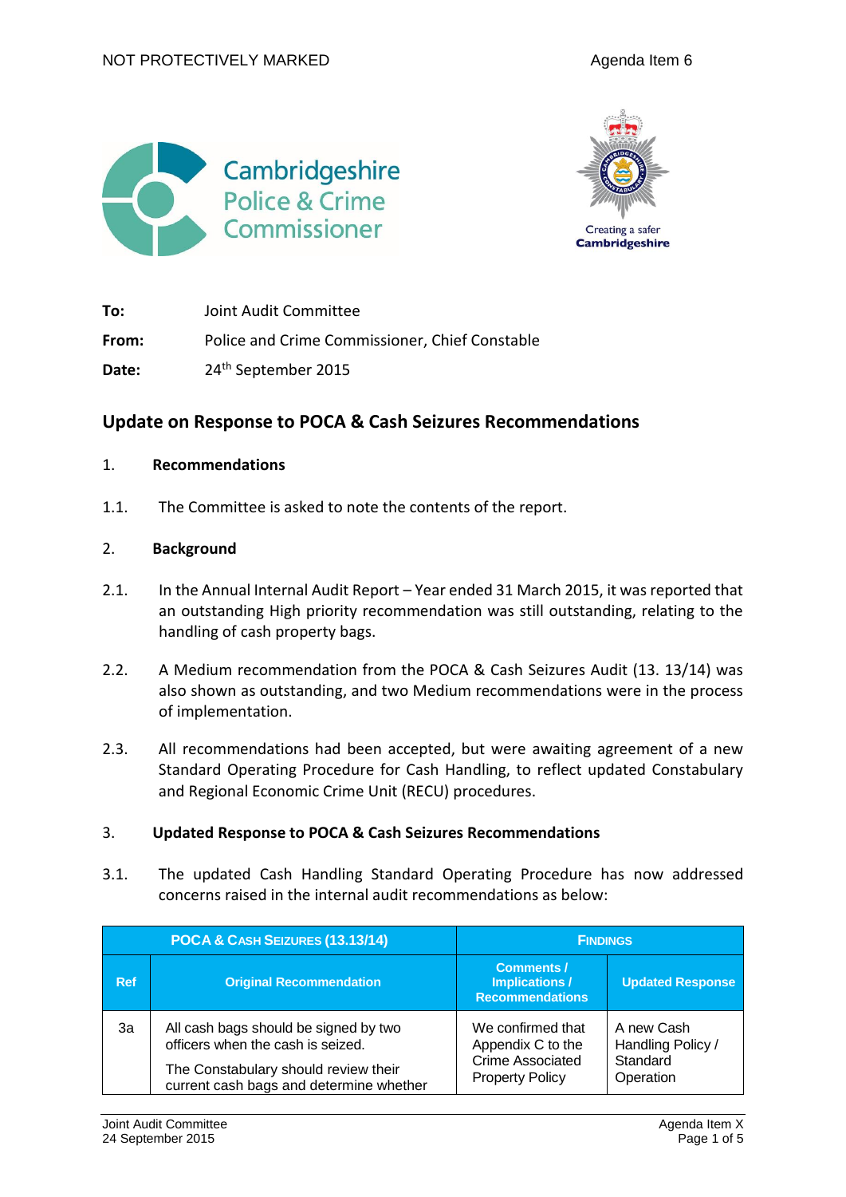NOT PROTECTIVELY MARKED

Agenda Item 6

Cambridgeshire Police & Crime Commissioner

Creating a safer Cambridgeshire

**To:** Joint Audit Committee

**From:** Police and Crime Commissioner, Chief Constable

**Date:** 24th September 2015

## Update on Response to POCA & Cash Seizures Recommendations

### 1. Recommendations

1.1. The Committee is asked to note the contents of the report.

### 2. Background

2.1. In the Annual Internal Audit Report – Year ended 31 March 2015, it was reported that an outstanding High priority recommendation was still outstanding, relating to the handling of cash property bags.

2.2. A Medium recommendation from the POCA & Cash Seizures Audit (13. 13/14) was also shown as outstanding, and two Medium recommendations were in the process of implementation.

2.3. All recommendations had been accepted, but were awaiting agreement of a new Standard Operating Procedure for Cash Handling, to reflect updated Constabulary and Regional Economic Crime Unit (RECU) procedures.

### 3. Updated Response to POCA & Cash Seizures Recommendations

3.1. The updated Cash Handling Standard Operating Procedure has now addressed concerns raised in the internal audit recommendations as below:

| POCA & Cash Seizures (13.13/14) | | Findings | |
|---|---|---|---|
| Ref | Original Recommendation | Comments / Implications / Recommendations | Updated Response |
| 3a | All cash bags should be signed by two officers when the cash is seized.<br>The Constabulary should review their current cash bags and determine whether | We confirmed that Appendix C to the Crime Associated Property Policy | A new Cash Handling Policy / Standard Operation |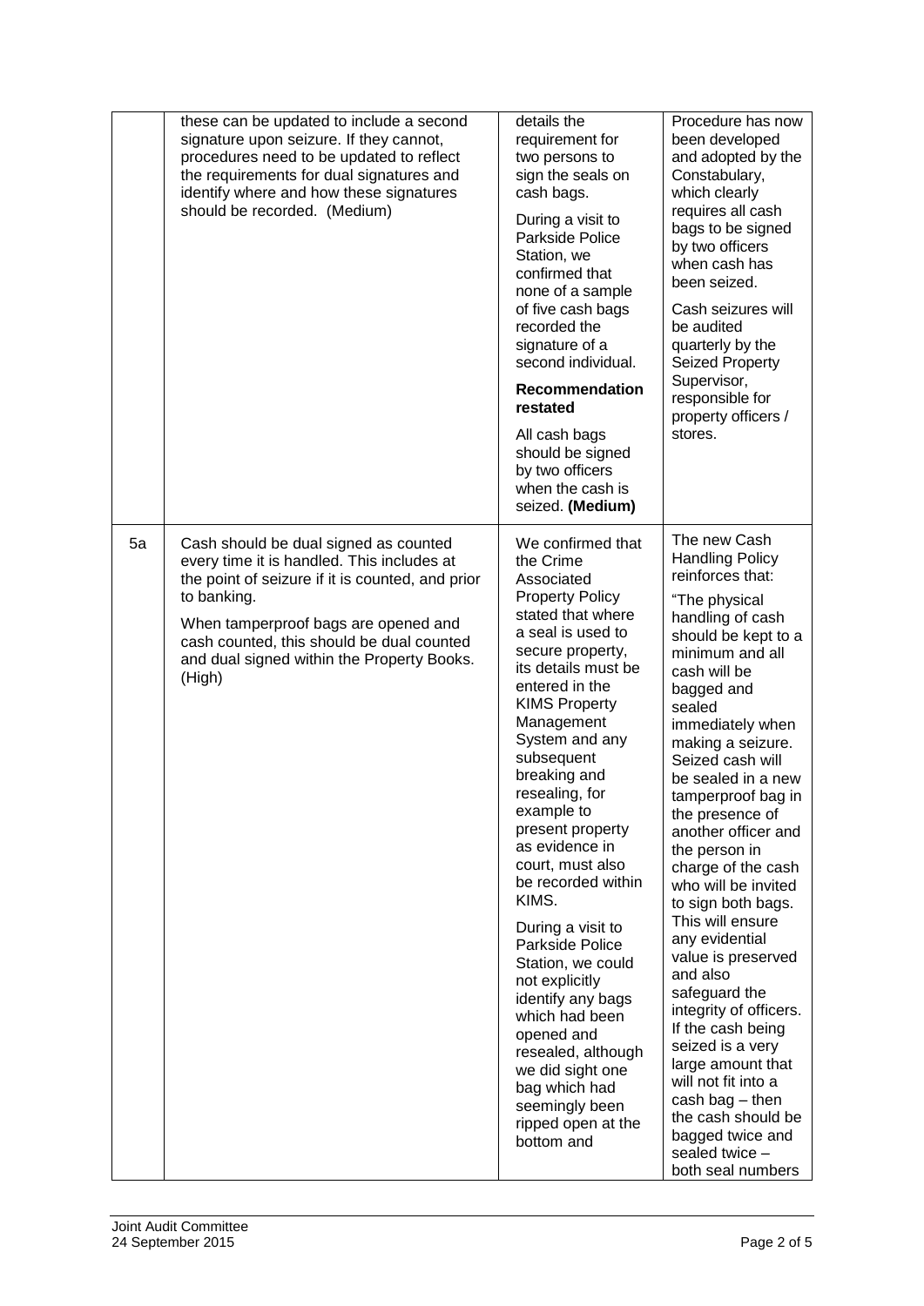| | | | |
|---|---|---|---|
| | these can be updated to include a second signature upon seizure. If they cannot, procedures need to be updated to reflect the requirements for dual signatures and identify where and how these signatures should be recorded. (Medium) | details the requirement for two persons to sign the seals on cash bags.<br><br>During a visit to Parkside Police Station, we confirmed that none of a sample of five cash bags recorded the signature of a second individual.<br><br>**Recommendation restated**<br><br>All cash bags should be signed by two officers when the cash is seized. **(Medium)** | Procedure has now been developed and adopted by the Constabulary, which clearly requires all cash bags to be signed by two officers when cash has been seized.<br><br>Cash seizures will be audited quarterly by the Seized Property Supervisor, responsible for property officers / stores. |
| 5a | Cash should be dual signed as counted every time it is handled. This includes at the point of seizure if it is counted, and prior to banking.<br><br>When tamperproof bags are opened and cash counted, this should be dual counted and dual signed within the Property Books. (High) | We confirmed that the Crime Associated Property Policy stated that where a seal is used to secure property, its details must be entered in the KIMS Property Management System and any subsequent breaking and resealing, for example to present property as evidence in court, must also be recorded within KIMS.<br><br>During a visit to Parkside Police Station, we could not explicitly identify any bags which had been opened and resealed, although we did sight one bag which had seemingly been ripped open at the bottom and | The new Cash Handling Policy reinforces that:<br><br>"The physical handling of cash should be kept to a minimum and all cash will be bagged and sealed immediately when making a seizure. Seized cash will be sealed in a new tamperproof bag in the presence of another officer and the person in charge of the cash who will be invited to sign both bags. This will ensure any evidential value is preserved and also safeguard the integrity of officers. If the cash being seized is a very large amount that will not fit into a cash bag – then the cash should be bagged twice and sealed twice – both seal numbers |

Joint Audit Committee
24 September 2015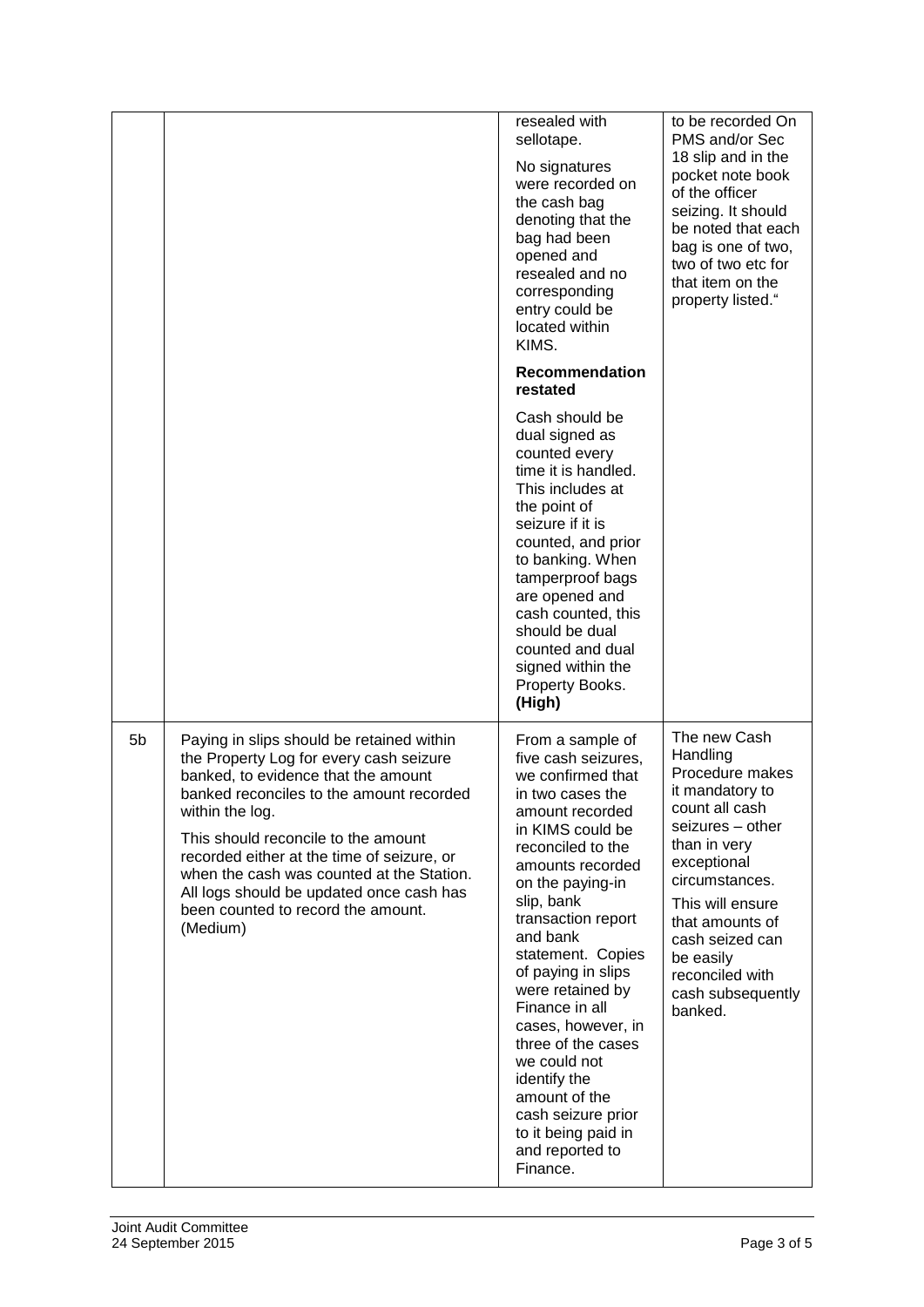|  |  |  |  |
|---|---|---|---|
|  |  | resealed with sellotape.<br><br>No signatures were recorded on the cash bag denoting that the bag had been opened and resealed and no corresponding entry could be located within KIMS.<br><br>**Recommendation restated**<br><br>Cash should be dual signed as counted every time it is handled. This includes at the point of seizure if it is counted, and prior to banking. When tamperproof bags are opened and cash counted, this should be dual counted and dual signed within the Property Books. **(High)** | to be recorded On PMS and/or Sec 18 slip and in the pocket note book of the officer seizing. It should be noted that each bag is one of two, two of two etc for that item on the property listed." |
| 5b | Paying in slips should be retained within the Property Log for every cash seizure banked, to evidence that the amount banked reconciles to the amount recorded within the log.<br><br>This should reconcile to the amount recorded either at the time of seizure, or when the cash was counted at the Station. All logs should be updated once cash has been counted to record the amount. (Medium) | From a sample of five cash seizures, we confirmed that in two cases the amount recorded in KIMS could be reconciled to the amounts recorded on the paying-in slip, bank transaction report and bank statement. Copies of paying in slips were retained by Finance in all cases, however, in three of the cases we could not identify the amount of the cash seizure prior to it being paid in and reported to Finance. | The new Cash Handling Procedure makes it mandatory to count all cash seizures – other than in very exceptional circumstances.<br><br>This will ensure that amounts of cash seized can be easily reconciled with cash subsequently banked. |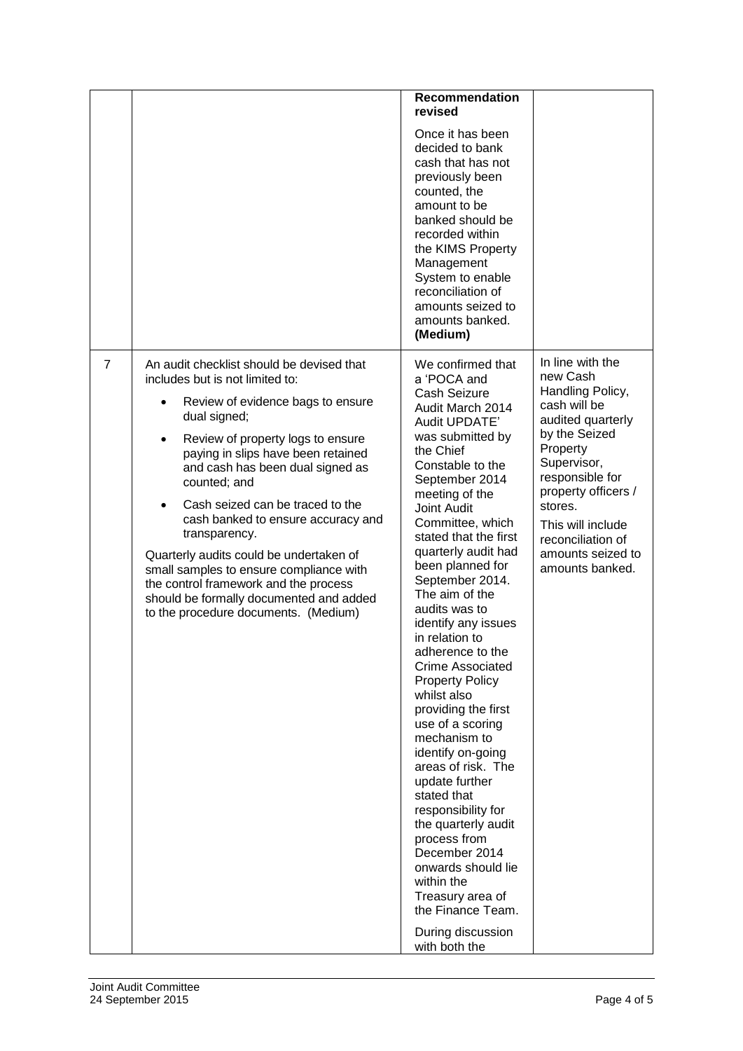| | | | |
|---|---|---|---|
| | | **Recommendation revised**<br><br>Once it has been decided to bank cash that has not previously been counted, the amount to be banked should be recorded within the KIMS Property Management System to enable reconciliation of amounts seized to amounts banked. **(Medium)** | |
| 7 | An audit checklist should be devised that includes but is not limited to:<br><br>• Review of evidence bags to ensure dual signed;<br>• Review of property logs to ensure paying in slips have been retained and cash has been dual signed as counted; and<br>• Cash seized can be traced to the cash banked to ensure accuracy and transparency.<br><br>Quarterly audits could be undertaken of small samples to ensure compliance with the control framework and the process should be formally documented and added to the procedure documents. (Medium) | We confirmed that a 'POCA and Cash Seizure Audit March 2014 Audit UPDATE' was submitted by the Chief Constable to the September 2014 meeting of the Joint Audit Committee, which stated that the first quarterly audit had been planned for September 2014. The aim of the audits was to identify any issues in relation to adherence to the Crime Associated Property Policy whilst also providing the first use of a scoring mechanism to identify on-going areas of risk. The update further stated that responsibility for the quarterly audit process from December 2014 onwards should lie within the Treasury area of the Finance Team.<br><br>During discussion with both the | In line with the new Cash Handling Policy, cash will be audited quarterly by the Seized Property Supervisor, responsible for property officers / stores.<br><br>This will include reconciliation of amounts seized to amounts banked. |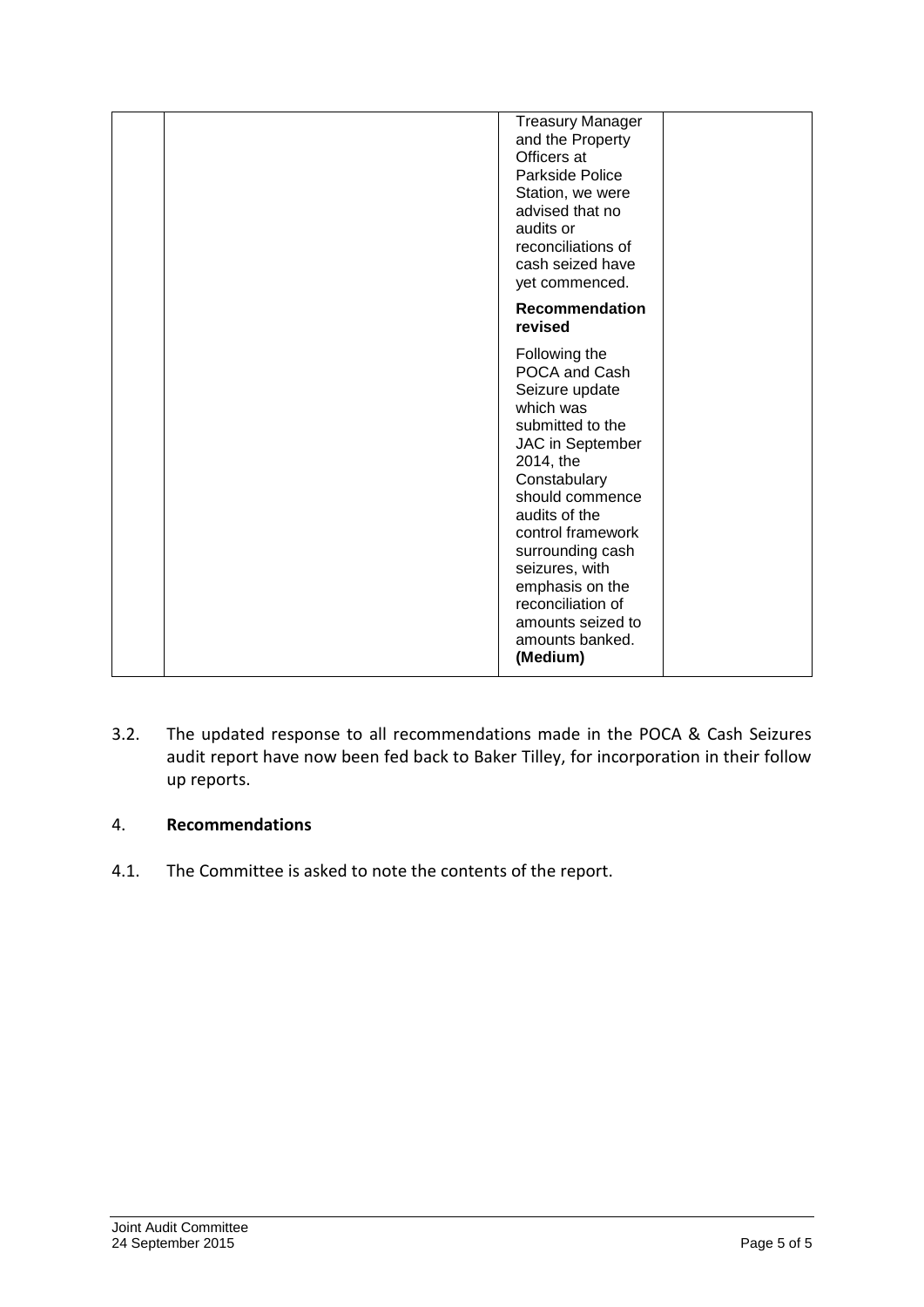| | | | |
|---|---|---|---|
| | | Treasury Manager and the Property Officers at Parkside Police Station, we were advised that no audits or reconciliations of cash seized have yet commenced.<br><br>**Recommendation revised**<br><br>Following the POCA and Cash Seizure update which was submitted to the JAC in September 2014, the Constabulary should commence audits of the control framework surrounding cash seizures, with emphasis on the reconciliation of amounts seized to amounts banked. **(Medium)** | |

3.2. The updated response to all recommendations made in the POCA & Cash Seizures audit report have now been fed back to Baker Tilley, for incorporation in their follow up reports.

## 4. Recommendations

4.1. The Committee is asked to note the contents of the report.